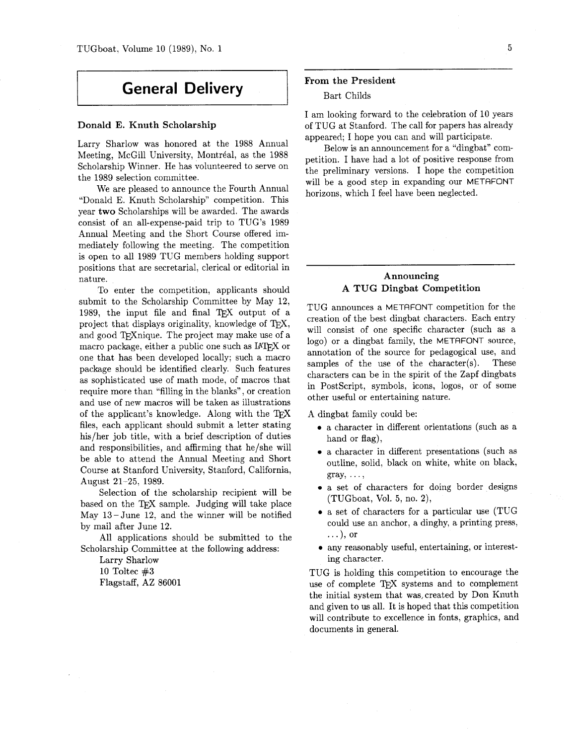# General Delivery

### Donald E. Knuth Scholarship

Larry Sharlow was honored at the 1988 Annual Meeting, McGill University, Montréal, as the 1988 Scholarship Winner. He has volunteered to serve on the 1989 selection committee.

We are pleased to announce the Fourth Annual "Donald E. Knuth Scholarship" competition. This year **two** Scholarships will be awarded. The awards consist of an all-expense-paid trip to TUG's 1989 Annual Meeting and the Short Course offered immediately following the meeting. The competition is open to all 1989 TUG members holding support positions that are secretarial, clerical or editorial in nature.

To enter the competition, applicants should submit to the Scholarship Committee by May 12, 1989, the input file and final TeX output of a project that displays originality, knowledge of TeX, and good TeXnique. The project may make use of a macro package, either a public one such as LaTeX or one that has been developed locally; such a macro package should be identified clearly. Such features as sophisticated use of math mode, of macros that require more than "filling in the blanks", or creation and use of new macros will be taken as illustrations of the applicant's knowledge. Along with the TeX files, each applicant should submit a letter stating his/her job title, with a brief description of duties and responsibilities, and affirming that he/she will be able to attend the Annual Meeting and Short Course at Stanford University, Stanford, California, August 21–25, 1989.

Selection of the scholarship recipient will be based on the TeX sample. Judging will take place May 13 – June 12, and the winner will be notified by mail after June 12.

All applications should be submitted to the Scholarship Committee at the following address:

Larry Sharlow
10 Toltec #3
Flagstaff, AZ 86001

### From the President

Bart Childs

I am looking forward to the celebration of 10 years of TUG at Stanford. The call for papers has already appeared; I hope you can and will participate.

Below is an announcement for a "dingbat" competition. I have had a lot of positive response from the preliminary versions. I hope the competition will be a good step in expanding our METAFONT horizons, which I feel have been neglected.

### Announcing A TUG Dingbat Competition

TUG announces a METAFONT competition for the creation of the best dingbat characters. Each entry will consist of one specific character (such as a logo) or a dingbat family, the METAFONT source, annotation of the source for pedagogical use, and samples of the use of the character(s). These characters can be in the spirit of the Zapf dingbats in PostScript, symbols, icons, logos, or of some other useful or entertaining nature.

A dingbat family could be:

- a character in different orientations (such as a hand or flag),
- a character in different presentations (such as outline, solid, black on white, white on black, gray, ...,
- a set of characters for doing border designs (TUGboat, Vol. 5, no. 2),
- a set of characters for a particular use (TUG could use an anchor, a dinghy, a printing press, ...), or
- any reasonably useful, entertaining, or interesting character.

TUG is holding this competition to encourage the use of complete TeX systems and to complement the initial system that was created by Don Knuth and given to us all. It is hoped that this competition will contribute to excellence in fonts, graphics, and documents in general.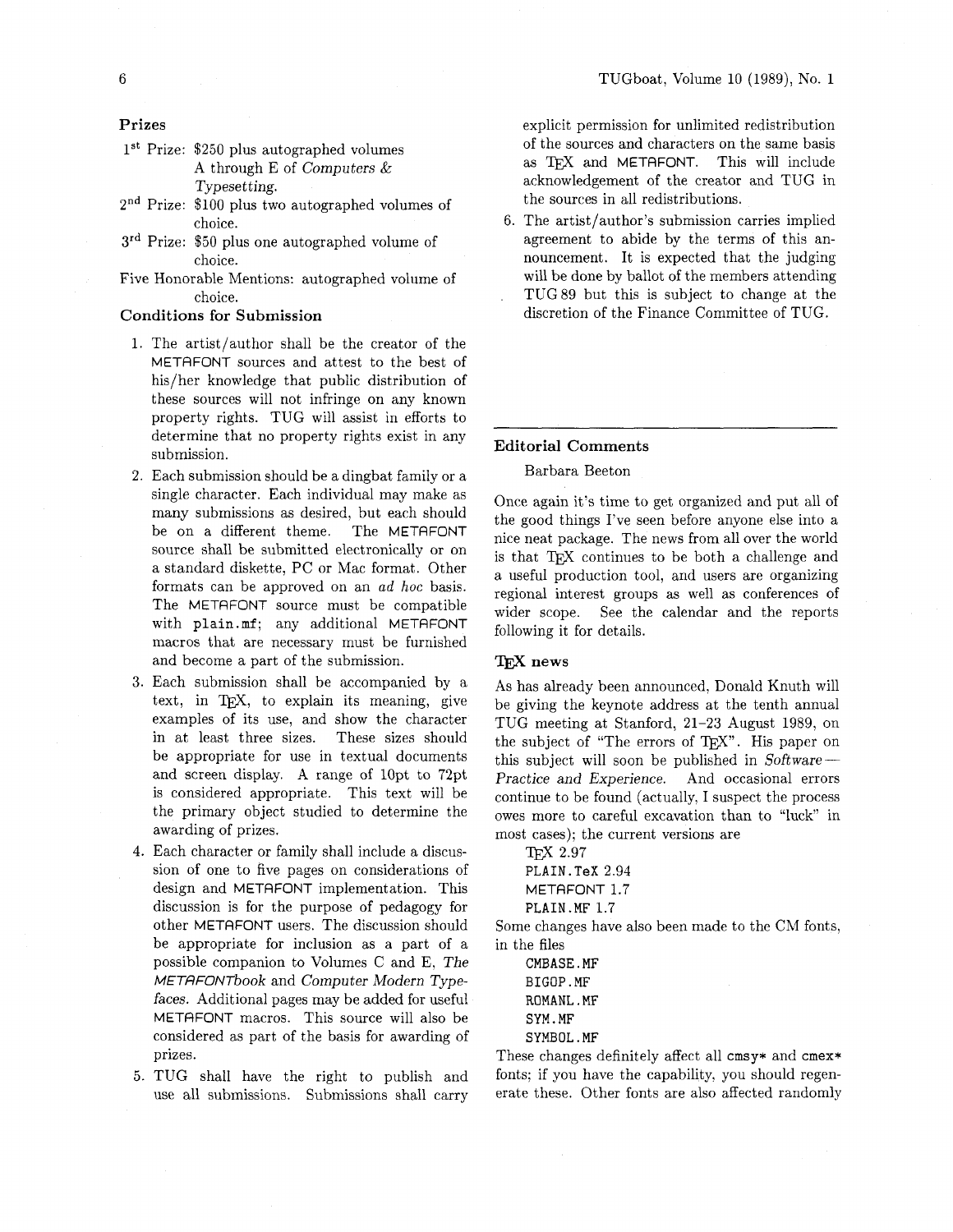### Prizes

1st Prize: $250 plus autographed volumes A through E of *Computers & Typesetting*.

2nd Prize: $100 plus two autographed volumes of choice.

3rd Prize: $50 plus one autographed volume of choice.

Five Honorable Mentions: autographed volume of choice.

### Conditions for Submission

1. The artist/author shall be the creator of the METAFONT sources and attest to the best of his/her knowledge that public distribution of these sources will not infringe on any known property rights. TUG will assist in efforts to determine that no property rights exist in any submission.
2. Each submission should be a dingbat family or a single character. Each individual may make as many submissions as desired, but each should be on a different theme. The METAFONT source shall be submitted electronically or on a standard diskette, PC or Mac format. Other formats can be approved on an *ad hoc* basis. The METAFONT source must be compatible with `plain.mf`; any additional METAFONT macros that are necessary must be furnished and become a part of the submission.
3. Each submission shall be accompanied by a text, in TeX, to explain its meaning, give examples of its use, and show the character in at least three sizes. These sizes should be appropriate for use in textual documents and screen display. A range of 10pt to 72pt is considered appropriate. This text will be the primary object studied to determine the awarding of prizes.
4. Each character or family shall include a discussion of one to five pages on considerations of design and METAFONT implementation. This discussion is for the purpose of pedagogy for other METAFONT users. The discussion should be appropriate for inclusion as a part of a possible companion to Volumes C and E, *The METAFONTbook* and *Computer Modern Typefaces*. Additional pages may be added for useful METAFONT macros. This source will also be considered as part of the basis for awarding of prizes.
5. TUG shall have the right to publish and use all submissions. Submissions shall carry explicit permission for unlimited redistribution of the sources and characters on the same basis as TeX and METAFONT. This will include acknowledgement of the creator and TUG in the sources in all redistributions.
6. The artist/author's submission carries implied agreement to abide by the terms of this announcement. It is expected that the judging will be done by ballot of the members attending TUG 89 but this is subject to change at the discretion of the Finance Committee of TUG.

---

## Editorial Comments

Barbara Beeton

Once again it's time to get organized and put all of the good things I've seen before anyone else into a nice neat package. The news from all over the world is that TeX continues to be both a challenge and a useful production tool, and users are organizing regional interest groups as well as conferences of wider scope. See the calendar and the reports following it for details.

### TeX news

As has already been announced, Donald Knuth will be giving the keynote address at the tenth annual TUG meeting at Stanford, 21–23 August 1989, on the subject of "The errors of TeX". His paper on this subject will soon be published in *Software — Practice and Experience*. And occasional errors continue to be found (actually, I suspect the process owes more to careful excavation than to "luck" in most cases); the current versions are

TeX 2.97
`PLAIN.TeX` 2.94
METAFONT 1.7
`PLAIN.MF` 1.7

Some changes have also been made to the CM fonts, in the files

`CMBASE.MF`
`BIGOP.MF`
`ROMANL.MF`
`SYM.MF`
`SYMBOL.MF`

These changes definitely affect all `cmsy*` and `cmex*` fonts; if you have the capability, you should regenerate these. Other fonts are also affected randomly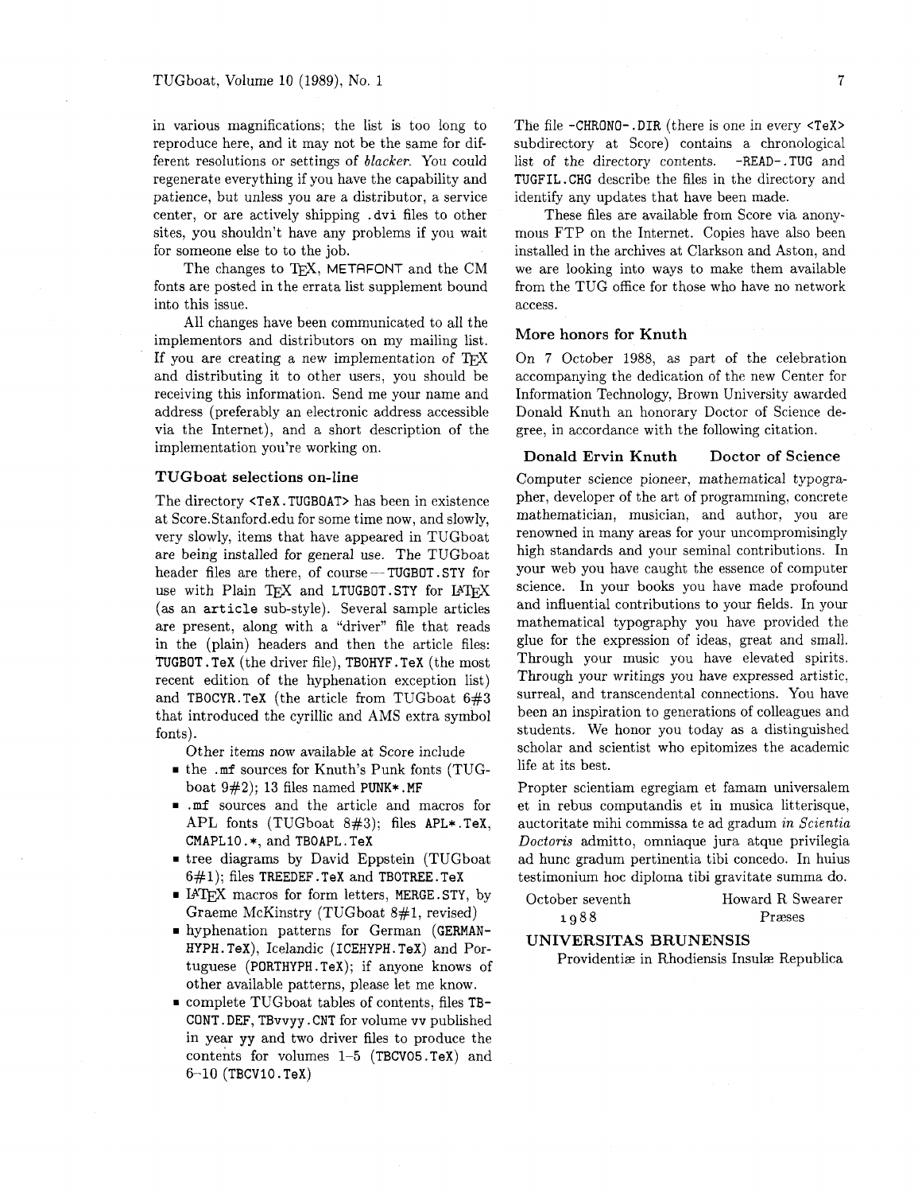in various magnifications; the list is too long to reproduce here, and it may not be the same for different resolutions or settings of *blacker*. You could regenerate everything if you have the capability and patience, but unless you are a distributor, a service center, or are actively shipping .dvi files to other sites, you shouldn't have any problems if you wait for someone else to to the job.

The changes to TeX, METAFONT and the CM fonts are posted in the errata list supplement bound into this issue.

All changes have been communicated to all the implementors and distributors on my mailing list. If you are creating a new implementation of TeX and distributing it to other users, you should be receiving this information. Send me your name and address (preferably an electronic address accessible via the Internet), and a short description of the implementation you're working on.

### TUGboat selections on-line

The directory `<TeX.TUGBOAT>` has been in existence at Score.Stanford.edu for some time now, and slowly, very slowly, items that have appeared in TUGboat are being installed for general use. The TUGboat header files are there, of course — `TUGBOT.STY` for use with Plain TeX and `LTUGBOT.STY` for LaTeX (as an `article` sub-style). Several sample articles are present, along with a "driver" file that reads in the (plain) headers and then the article files: `TUGBOT.TeX` (the driver file), `TBOHYF.TeX` (the most recent edition of the hyphenation exception list) and `TBOCYR.TeX` (the article from TUGboat 6#3 that introduced the cyrillic and AMS extra symbol fonts).

Other items now available at Score include

- the `.mf` sources for Knuth's Punk fonts (TUGboat 9#2); 13 files named `PUNK*.MF`
- `.mf` sources and the article and macros for APL fonts (TUGboat 8#3); files `APL*.TeX`, `CMAPL10.*`, and `TBOAPL.TeX`
- tree diagrams by David Eppstein (TUGboat 6#1); files `TREEDEF.TeX` and `TBOTREE.TeX`
- LaTeX macros for form letters, `MERGE.STY`, by Graeme McKinstry (TUGboat 8#1, revised)
- hyphenation patterns for German (`GERMANHYPH.TeX`), Icelandic (`ICEHYPH.TeX`) and Portuguese (`PORTHYPH.TeX`); if anyone knows of other available patterns, please let me know.
- complete TUGboat tables of contents, files `TBCONT.DEF`, `TBvvyy.CNT` for volume vv published in year yy and two driver files to produce the contents for volumes 1–5 (`TBCV05.TeX`) and 6–10 (`TBCV10.TeX`)

The file `-CHRONO-.DIR` (there is one in every `<TeX>` subdirectory at Score) contains a chronological list of the directory contents. `-READ-.TUG` and `TUGFIL.CHG` describe the files in the directory and identify any updates that have been made.

These files are available from Score via anonymous FTP on the Internet. Copies have also been installed in the archives at Clarkson and Aston, and we are looking into ways to make them available from the TUG office for those who have no network access.

### More honors for Knuth

On 7 October 1988, as part of the celebration accompanying the dedication of the new Center for Information Technology, Brown University awarded Donald Knuth an honorary Doctor of Science degree, in accordance with the following citation.

**Donald Ervin Knuth — Doctor of Science**

Computer science pioneer, mathematical typographer, developer of the art of programming, concrete mathematician, musician, and author, you are renowned in many areas for your uncompromisingly high standards and your seminal contributions. In your web you have caught the essence of computer science. In your books you have made profound and influential contributions to your fields. In your mathematical typography you have provided the glue for the expression of ideas, great and small. Through your music you have elevated spirits. Through your writings you have expressed artistic, surreal, and transcendental connections. You have been an inspiration to generations of colleagues and students. We honor you today as a distinguished scholar and scientist who epitomizes the academic life at its best.

Propter scientiam egregiam et famam universalem et in rebus computandis et in musica litterisque, auctoritate mihi commissa te ad gradum *in Scientia Doctoris* admitto, omniaque jura atque privilegia ad hunc gradum pertinentia tibi concedo. In huius testimonium hoc diploma tibi gravitate summa do.

October seventh 1988 — Howard R Swearer, Præses

**UNIVERSITAS BRUNENSIS**

Providentiæ in Rhodiensis Insulæ Republica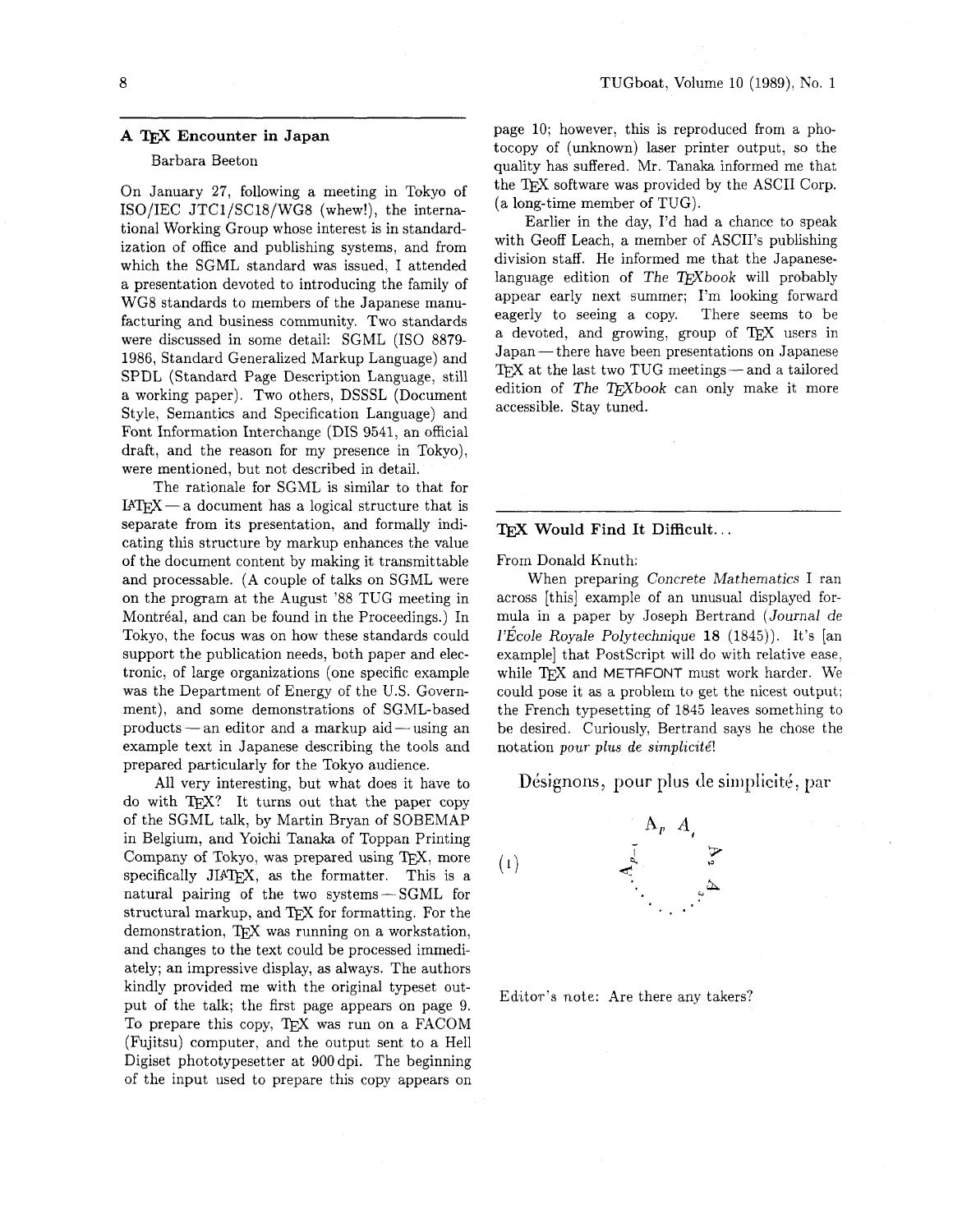## A TeX Encounter in Japan

Barbara Beeton

On January 27, following a meeting in Tokyo of ISO/IEC JTC1/SC18/WG8 (whew!), the international Working Group whose interest is in standardization of office and publishing systems, and from which the SGML standard was issued, I attended a presentation devoted to introducing the family of WG8 standards to members of the Japanese manufacturing and business community. Two standards were discussed in some detail: SGML (ISO 8879-1986, Standard Generalized Markup Language) and SPDL (Standard Page Description Language, still a working paper). Two others, DSSSL (Document Style, Semantics and Specification Language) and Font Information Interchange (DIS 9541, an official draft, and the reason for my presence in Tokyo), were mentioned, but not described in detail.

The rationale for SGML is similar to that for LaTeX — a document has a logical structure that is separate from its presentation, and formally indicating this structure by markup enhances the value of the document content by making it transmittable and processable. (A couple of talks on SGML were on the program at the August '88 TUG meeting in Montréal, and can be found in the Proceedings.) In Tokyo, the focus was on how these standards could support the publication needs, both paper and electronic, of large organizations (one specific example was the Department of Energy of the U.S. Government), and some demonstrations of SGML-based products — an editor and a markup aid — using an example text in Japanese describing the tools and prepared particularly for the Tokyo audience.

All very interesting, but what does it have to do with TeX? It turns out that the paper copy of the SGML talk, by Martin Bryan of SOBEMAP in Belgium, and Yoichi Tanaka of Toppan Printing Company of Tokyo, was prepared using TeX, more specifically JLaTeX, as the formatter. This is a natural pairing of the two systems — SGML for structural markup, and TeX for formatting. For the demonstration, TeX was running on a workstation, and changes to the text could be processed immediately; an impressive display, as always. The authors kindly provided me with the original typeset output of the talk; the first page appears on page 9. To prepare this copy, TeX was run on a FACOM (Fujitsu) computer, and the output sent to a Hell Digiset phototypesetter at 900 dpi. The beginning of the input used to prepare this copy appears on page 10; however, this is reproduced from a photocopy of (unknown) laser printer output, so the quality has suffered. Mr. Tanaka informed me that the TeX software was provided by the ASCII Corp. (a long-time member of TUG).

Earlier in the day, I'd had a chance to speak with Geoff Leach, a member of ASCII's publishing division staff. He informed me that the Japanese-language edition of *The TeXbook* will probably appear early next summer; I'm looking forward eagerly to seeing a copy. There seems to be a devoted, and growing, group of TeX users in Japan — there have been presentations on Japanese TeX at the last two TUG meetings — and a tailored edition of *The TeXbook* can only make it more accessible. Stay tuned.

## TeX Would Find It Difficult...

From Donald Knuth:

When preparing *Concrete Mathematics* I ran across [this] example of an unusual displayed formula in a paper by Joseph Bertrand (*Journal de l'École Royale Polytechnique* **18** (1845)). It's [an example] that PostScript will do with relative ease, while TeX and METAFONT must work harder. We could pose it as a problem to get the nicest output; the French typesetting of 1845 leaves something to be desired. Curiously, Bertrand says he chose the notation *pour plus de simplicité*!

Désignons, pour plus de simplicité, par

(1) $A_p \; A_1 \; A_2 \; A_3 \; \cdots \; A_{p-1}$ (arranged in a circle)

Editor's note: Are there any takers?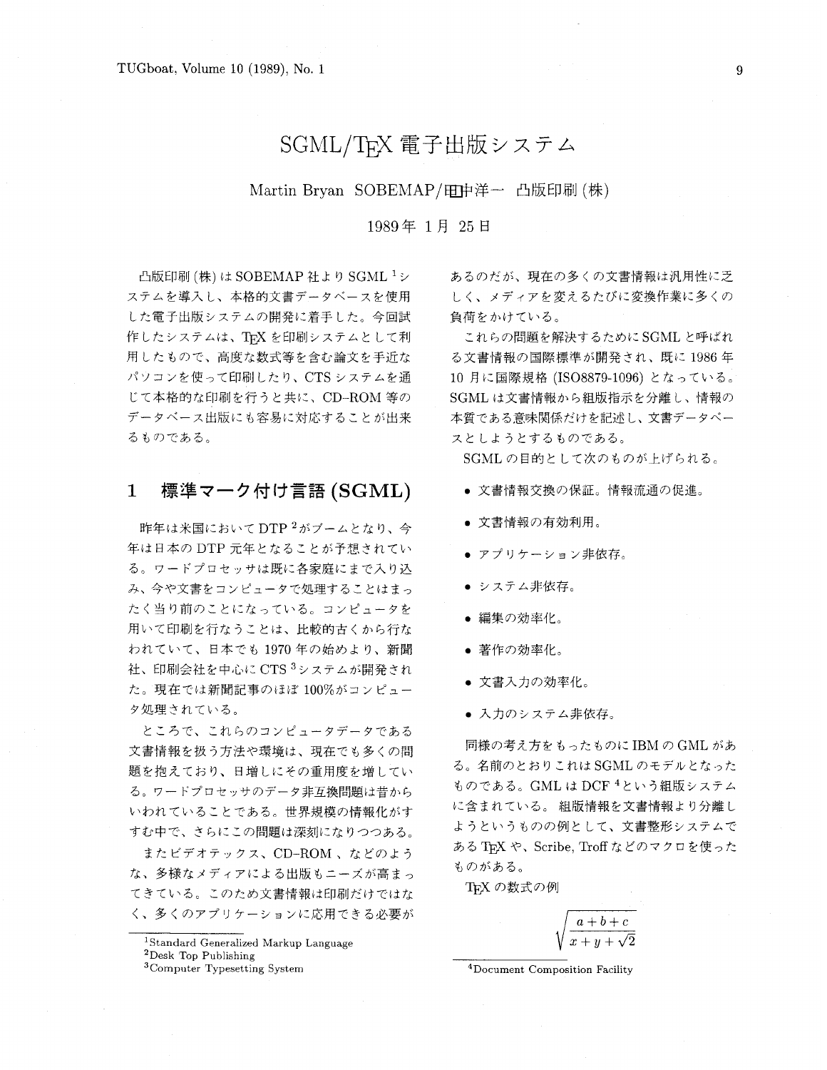# SGML/TEX 電子出版システム

Martin Bryan SOBEMAP/田中洋一 凸版印刷 (株)

1989年 1月 25日

凸版印刷 (株) は SOBEMAP 社より SGML [1] システムを導入し、本格的文書データベースを使用した電子出版システムの開発に着手した。今回試作したシステムは、TEX を印刷システムとして利用したもので、高度な数式等を含む論文を手近なパソコンを使って印刷したり、CTS システムを通じて本格的な印刷を行うと共に、CD–ROM 等のデータベース出版にも容易に対応することが出来るものである。

## 1 標準マーク付け言語 (SGML)

昨年は米国において DTP [2] がブームとなり、今年は日本の DTP 元年となることが予想されている。ワードプロセッサは既に各家庭にまで入り込み、今や文書をコンピュータで処理することはまったく当り前のことになっている。コンピュータを用いて印刷を行なうことは、比較的古くから行なわれていて、日本でも 1970 年の始めより、新聞社、印刷会社を中心に CTS [3] システムが開発された。現在では新聞記事のほぼ 100%がコンピュータ処理されている。

ところで、これらのコンピュータデータである文書情報を扱う方法や環境は、現在でも多くの問題を抱えており、日増しにその重用度を増している。ワードプロセッサのデータ非互換問題は昔からいわれていることである。世界規模の情報化がすすむ中で、さらにこの問題は深刻になりつつある。

またビデオテックス、CD–ROM 、などのような、多様なメディアによる出版もニーズが高まってきている。このため文書情報は印刷だけではなく、多くのアプリケーションに応用できる必要があるのだが、現在の多くの文書情報は汎用性に乏しく、メディアを変えるたびに変換作業に多くの負荷をかけている。

これらの問題を解決するために SGML と呼ばれる文書情報の国際標準が開発され、既に 1986 年 10 月に国際規格 (ISO8879-1096) となっている。SGML は文書情報から組版指示を分離し、情報の本質である意味関係だけを記述し、文書データベースとしようとするものである。

SGML の目的として次のものが上げられる。

- 文書情報交換の保証。情報流通の促進。
- 文書情報の有効利用。
- アプリケーション非依存。
- システム非依存。
- 編集の効率化。
- 著作の効率化。
- 文書入力の効率化。
- 入力のシステム非依存。

同様の考え方をもったものに IBM の GML がある。名前のとおりこれは SGML のモデルとなったものである。GML は DCF [4] という組版システムに含まれている。 組版情報を文書情報より分離しようというものの例として、文書整形システムである TEX や、Scribe, Troff などのマクロを使ったものがある。

TEX の数式の例

$$\sqrt{\frac{a+b+c}{x+y+\sqrt{2}}}$$

---

[1] Standard Generalized Markup Language

[2] Desk Top Publishing

[3] Computer Typesetting System

[4] Document Composition Facility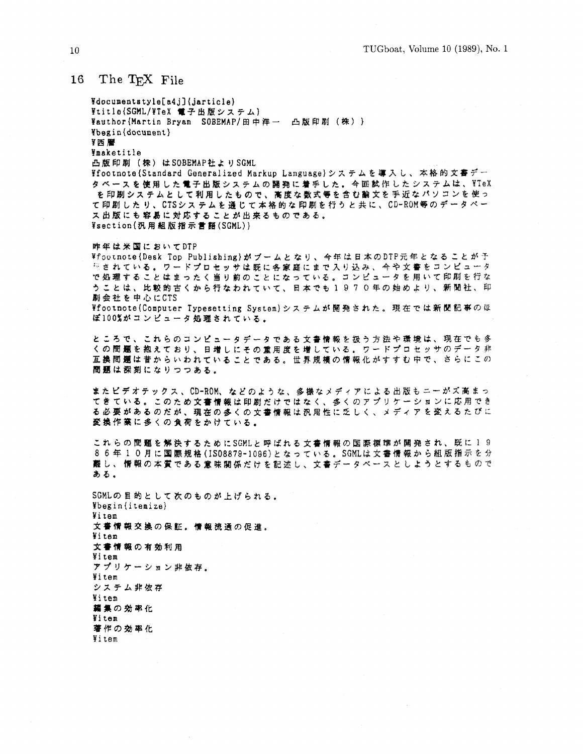## 16 The TeX File

```
¥documentstyle[a4j]{jarticle}
¥title{SGML/¥TeX 電子出版システム}
¥author{Martin Bryan　SOBEMAP/田中洋一　凸版印刷（株）}
¥begin{document}
¥西暦
¥maketitle
凸版印刷（株）はSOBEMAP社よりSGML
¥footnote{Standard Generalized Markup Language}システムを導入し、本格的文書データベースを使用した電子出版システムの開発に着手した。今回試作したシステムは、¥TeX
を印刷システムとして利用したもので、高度な数式等を含む論文を手近なパソコンを使って印刷したり、CTSシステムを通じて本格的な印刷を行うと共に、CD-ROM等のデータベース出版にも容易に対応することが出来るものである。
¥section{汎用組版指示言語(SGML)}

昨年は米国においてDTP
¥footnote{Desk Top Publishing}がブームとなり、今年は日本のDTP元年となることが予想されている。ワードプロセッサは既に各家庭にまで入り込み、今や文書をコンピュータで処理することはまったく当り前のことになっている。コンピュータを用いて印刷を行なうことは、比較的古くから行なわれていて、日本でも１９７０年の始めより、新聞社、印刷会社を中心にCTS
¥footnote{Computer Typesetting System}システムが開発された。現在では新聞記事のほぼ100%がコンピュータ処理されている。

ところで、これらのコンピュータデータである文書情報を扱う方法や環境は、現在でも多くの問題を抱えており、日増しにその重用度を増している。ワードプロセッサのデータ非互換問題は昔からいわれていることである。世界規模の情報化がすすむ中で、さらにこの問題は深刻になりつつある。

またビデオテックス、CD-ROM、などのような、多様なメディアによる出版もニーズが高まってきている。このため文書情報は印刷だけではなく、多くのアプリケーションに応用できる必要があるのだが、現在の多くの文書情報は汎用性に乏しく、メディアを変えるたびに変換作業に多くの負荷をかけている。

これらの問題を解決するためにSGMLと呼ばれる文書情報の国際標準が開発され、既に１９８６年１０月に国際規格(ISO8879-1096)となっている。SGMLは文書情報から組版指示を分離し、情報の本質である意味関係だけを記述し、文書データベースとしようとするものである。

SGMLの目的として次のものが上げられる。
¥begin{itemize}
¥item
文書情報交換の保証。情報流通の促進。
¥item
文書情報の有効利用
¥item
アプリケーション非依存。
¥item
システム非依存
¥item
編集の効率化
¥item
著作の効率化
¥item
```